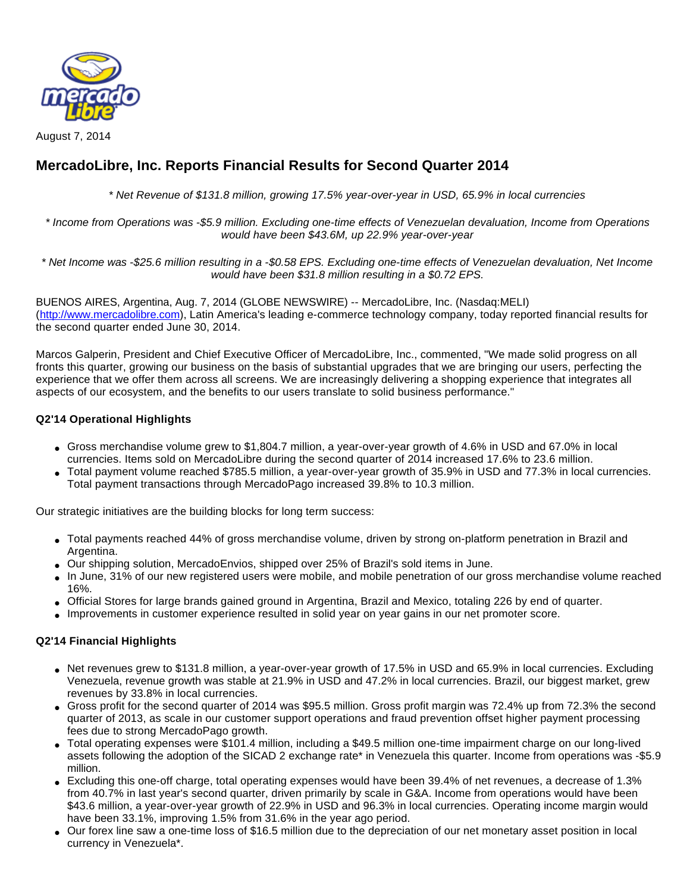August 7, 2014

# MercadoLibre, Inc. Reports Financial Results for Second Quarter 2014

*\* Net Revenue of $131.8 million, growing 17.5% year-over-year in USD, 65.9% in local currencies*

*\* Income from Operations was -$5.9 million. Excluding one-time effects of Venezuelan devaluation, Income from Operations would have been $43.6M, up 22.9% year-over-year*

*\* Net Income was -$25.6 million resulting in a -$0.58 EPS. Excluding one-time effects of Venezuelan devaluation, Net Income would have been $31.8 million resulting in a $0.72 EPS.*

BUENOS AIRES, Argentina, Aug. 7, 2014 (GLOBE NEWSWIRE) -- MercadoLibre, Inc. (Nasdaq:MELI) (http://www.mercadolibre.com), Latin America's leading e-commerce technology company, today reported financial results for the second quarter ended June 30, 2014.

Marcos Galperin, President and Chief Executive Officer of MercadoLibre, Inc., commented, "We made solid progress on all fronts this quarter, growing our business on the basis of substantial upgrades that we are bringing our users, perfecting the experience that we offer them across all screens. We are increasingly delivering a shopping experience that integrates all aspects of our ecosystem, and the benefits to our users translate to solid business performance."

### Q2'14 Operational Highlights

- Gross merchandise volume grew to $1,804.7 million, a year-over-year growth of 4.6% in USD and 67.0% in local currencies. Items sold on MercadoLibre during the second quarter of 2014 increased 17.6% to 23.6 million.
- Total payment volume reached $785.5 million, a year-over-year growth of 35.9% in USD and 77.3% in local currencies. Total payment transactions through MercadoPago increased 39.8% to 10.3 million.

Our strategic initiatives are the building blocks for long term success:

- Total payments reached 44% of gross merchandise volume, driven by strong on-platform penetration in Brazil and Argentina.
- Our shipping solution, MercadoEnvios, shipped over 25% of Brazil's sold items in June.
- In June, 31% of our new registered users were mobile, and mobile penetration of our gross merchandise volume reached 16%.
- Official Stores for large brands gained ground in Argentina, Brazil and Mexico, totaling 226 by end of quarter.
- Improvements in customer experience resulted in solid year on year gains in our net promoter score.

### Q2'14 Financial Highlights

- Net revenues grew to $131.8 million, a year-over-year growth of 17.5% in USD and 65.9% in local currencies. Excluding Venezuela, revenue growth was stable at 21.9% in USD and 47.2% in local currencies. Brazil, our biggest market, grew revenues by 33.8% in local currencies.
- Gross profit for the second quarter of 2014 was $95.5 million. Gross profit margin was 72.4% up from 72.3% the second quarter of 2013, as scale in our customer support operations and fraud prevention offset higher payment processing fees due to strong MercadoPago growth.
- Total operating expenses were $101.4 million, including a $49.5 million one-time impairment charge on our long-lived assets following the adoption of the SICAD 2 exchange rate* in Venezuela this quarter. Income from operations was -$5.9 million.
- Excluding this one-off charge, total operating expenses would have been 39.4% of net revenues, a decrease of 1.3% from 40.7% in last year's second quarter, driven primarily by scale in G&A. Income from operations would have been $43.6 million, a year-over-year growth of 22.9% in USD and 96.3% in local currencies. Operating income margin would have been 33.1%, improving 1.5% from 31.6% in the year ago period.
- Our forex line saw a one-time loss of $16.5 million due to the depreciation of our net monetary asset position in local currency in Venezuela*.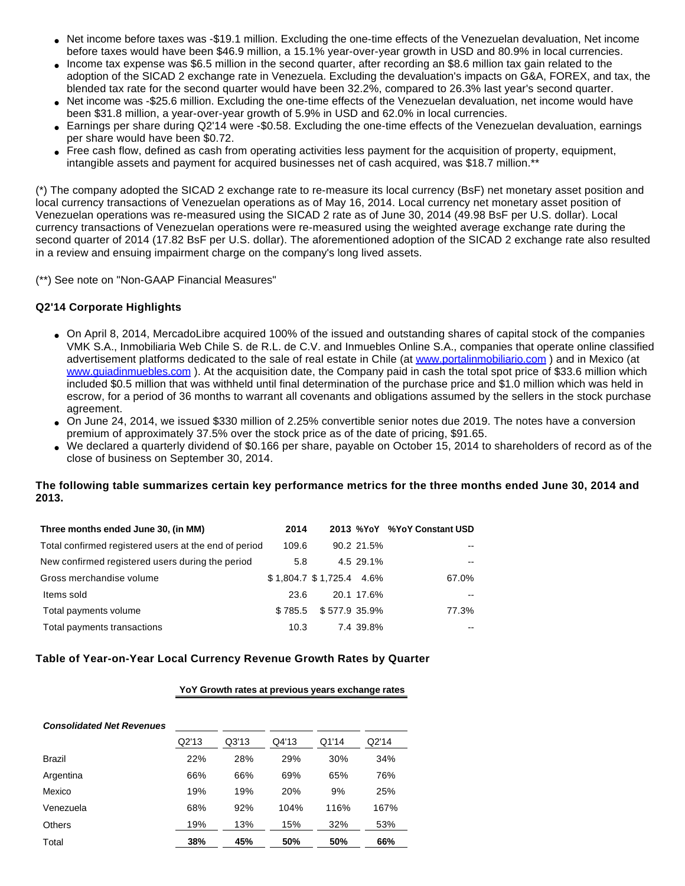- Net income before taxes was -$19.1 million. Excluding the one-time effects of the Venezuelan devaluation, Net income before taxes would have been $46.9 million, a 15.1% year-over-year growth in USD and 80.9% in local currencies.
- Income tax expense was $6.5 million in the second quarter, after recording an $8.6 million tax gain related to the adoption of the SICAD 2 exchange rate in Venezuela. Excluding the devaluation's impacts on G&A, FOREX, and tax, the blended tax rate for the second quarter would have been 32.2%, compared to 26.3% last year's second quarter.
- Net income was -$25.6 million. Excluding the one-time effects of the Venezuelan devaluation, net income would have been $31.8 million, a year-over-year growth of 5.9% in USD and 62.0% in local currencies.
- Earnings per share during Q2'14 were -$0.58. Excluding the one-time effects of the Venezuelan devaluation, earnings per share would have been $0.72.
- Free cash flow, defined as cash from operating activities less payment for the acquisition of property, equipment, intangible assets and payment for acquired businesses net of cash acquired, was $18.7 million.**

(*) The company adopted the SICAD 2 exchange rate to re-measure its local currency (BsF) net monetary asset position and local currency transactions of Venezuelan operations as of May 16, 2014. Local currency net monetary asset position of Venezuelan operations was re-measured using the SICAD 2 rate as of June 30, 2014 (49.98 BsF per U.S. dollar). Local currency transactions of Venezuelan operations were re-measured using the weighted average exchange rate during the second quarter of 2014 (17.82 BsF per U.S. dollar). The aforementioned adoption of the SICAD 2 exchange rate also resulted in a review and ensuing impairment charge on the company's long lived assets.

(**) See note on "Non-GAAP Financial Measures"

### Q2'14 Corporate Highlights

- On April 8, 2014, MercadoLibre acquired 100% of the issued and outstanding shares of capital stock of the companies VMK S.A., Inmobiliaria Web Chile S. de R.L. de C.V. and Inmuebles Online S.A., companies that operate online classified advertisement platforms dedicated to the sale of real estate in Chile (at www.portalinmobiliario.com ) and in Mexico (at www.guiadinmuebles.com ). At the acquisition date, the Company paid in cash the total spot price of $33.6 million which included $0.5 million that was withheld until final determination of the purchase price and $1.0 million which was held in escrow, for a period of 36 months to warrant all covenants and obligations assumed by the sellers in the stock purchase agreement.
- On June 24, 2014, we issued $330 million of 2.25% convertible senior notes due 2019. The notes have a conversion premium of approximately 37.5% over the stock price as of the date of pricing, $91.65.
- We declared a quarterly dividend of $0.166 per share, payable on October 15, 2014 to shareholders of record as of the close of business on September 30, 2014.

**The following table summarizes certain key performance metrics for the three months ended June 30, 2014 and 2013.**

| Three months ended June 30, (in MM) | 2014 | 2013 | %YoY | %YoY Constant USD |
|---|---|---|---|---|
| Total confirmed registered users at the end of period | 109.6 | 90.2 | 21.5% | -- |
| New confirmed registered users during the period | 5.8 | 4.5 | 29.1% | -- |
| Gross merchandise volume | $ 1,804.7 | $ 1,725.4 | 4.6% | 67.0% |
| Items sold | 23.6 | 20.1 | 17.6% | -- |
| Total payments volume | $ 785.5 | $ 577.9 | 35.9% | 77.3% |
| Total payments transactions | 10.3 | 7.4 | 39.8% | -- |

### Table of Year-on-Year Local Currency Revenue Growth Rates by Quarter

| | YoY Growth rates at previous years exchange rates | | | | |
|---|---|---|---|---|---|
| ***Consolidated Net Revenues*** | | | | | |
| | Q2'13 | Q3'13 | Q4'13 | Q1'14 | Q2'14 |
| Brazil | 22% | 28% | 29% | 30% | 34% |
| Argentina | 66% | 66% | 69% | 65% | 76% |
| Mexico | 19% | 19% | 20% | 9% | 25% |
| Venezuela | 68% | 92% | 104% | 116% | 167% |
| Others | 19% | 13% | 15% | 32% | 53% |
| Total | **38%** | **45%** | **50%** | **50%** | **66%** |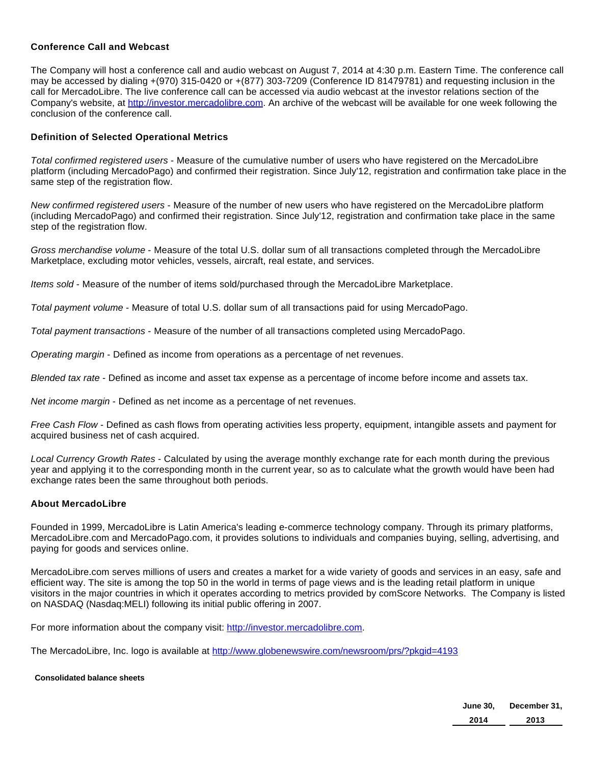### Conference Call and Webcast

The Company will host a conference call and audio webcast on August 7, 2014 at 4:30 p.m. Eastern Time. The conference call may be accessed by dialing +(970) 315-0420 or +(877) 303-7209 (Conference ID 81479781) and requesting inclusion in the call for MercadoLibre. The live conference call can be accessed via audio webcast at the investor relations section of the Company's website, at http://investor.mercadolibre.com. An archive of the webcast will be available for one week following the conclusion of the conference call.

### Definition of Selected Operational Metrics

*Total confirmed registered users* - Measure of the cumulative number of users who have registered on the MercadoLibre platform (including MercadoPago) and confirmed their registration. Since July'12, registration and confirmation take place in the same step of the registration flow.

*New confirmed registered users* - Measure of the number of new users who have registered on the MercadoLibre platform (including MercadoPago) and confirmed their registration. Since July'12, registration and confirmation take place in the same step of the registration flow.

*Gross merchandise volume* - Measure of the total U.S. dollar sum of all transactions completed through the MercadoLibre Marketplace, excluding motor vehicles, vessels, aircraft, real estate, and services.

*Items sold* - Measure of the number of items sold/purchased through the MercadoLibre Marketplace.

*Total payment volume* - Measure of total U.S. dollar sum of all transactions paid for using MercadoPago.

*Total payment transactions* - Measure of the number of all transactions completed using MercadoPago.

*Operating margin* - Defined as income from operations as a percentage of net revenues.

*Blended tax rate* - Defined as income and asset tax expense as a percentage of income before income and assets tax.

*Net income margin* - Defined as net income as a percentage of net revenues.

*Free Cash Flow* - Defined as cash flows from operating activities less property, equipment, intangible assets and payment for acquired business net of cash acquired.

*Local Currency Growth Rates* - Calculated by using the average monthly exchange rate for each month during the previous year and applying it to the corresponding month in the current year, so as to calculate what the growth would have been had exchange rates been the same throughout both periods.

### About MercadoLibre

Founded in 1999, MercadoLibre is Latin America's leading e-commerce technology company. Through its primary platforms, MercadoLibre.com and MercadoPago.com, it provides solutions to individuals and companies buying, selling, advertising, and paying for goods and services online.

MercadoLibre.com serves millions of users and creates a market for a wide variety of goods and services in an easy, safe and efficient way. The site is among the top 50 in the world in terms of page views and is the leading retail platform in unique visitors in the major countries in which it operates according to metrics provided by comScore Networks. The Company is listed on NASDAQ (Nasdaq:MELI) following its initial public offering in 2007.

For more information about the company visit: http://investor.mercadolibre.com.

The MercadoLibre, Inc. logo is available at http://www.globenewswire.com/newsroom/prs/?pkgid=4193

**Consolidated balance sheets**

| | June 30, 2014 | December 31, 2013 |
|---|---|---|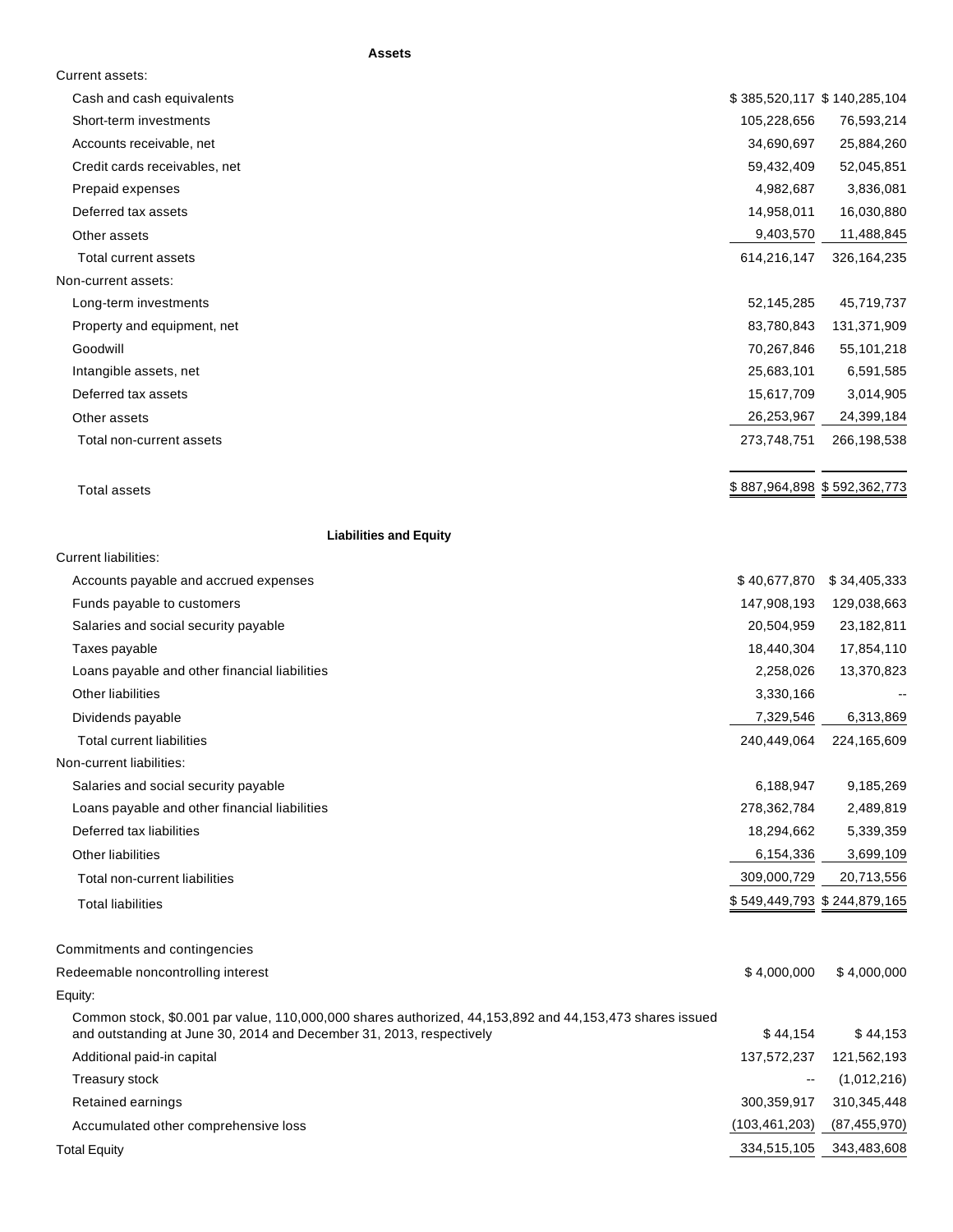| | | |
|---|---|---|
| **Assets** | | |
| Current assets: | | |
| Cash and cash equivalents | $ 385,520,117 | $ 140,285,104 |
| Short-term investments | 105,228,656 | 76,593,214 |
| Accounts receivable, net | 34,690,697 | 25,884,260 |
| Credit cards receivables, net | 59,432,409 | 52,045,851 |
| Prepaid expenses | 4,982,687 | 3,836,081 |
| Deferred tax assets | 14,958,011 | 16,030,880 |
| Other assets | 9,403,570 | 11,488,845 |
| Total current assets | 614,216,147 | 326,164,235 |
| Non-current assets: | | |
| Long-term investments | 52,145,285 | 45,719,737 |
| Property and equipment, net | 83,780,843 | 131,371,909 |
| Goodwill | 70,267,846 | 55,101,218 |
| Intangible assets, net | 25,683,101 | 6,591,585 |
| Deferred tax assets | 15,617,709 | 3,014,905 |
| Other assets | 26,253,967 | 24,399,184 |
| Total non-current assets | 273,748,751 | 266,198,538 |
| Total assets | $ 887,964,898 | $ 592,362,773 |
| **Liabilities and Equity** | | |
| Current liabilities: | | |
| Accounts payable and accrued expenses | $ 40,677,870 | $ 34,405,333 |
| Funds payable to customers | 147,908,193 | 129,038,663 |
| Salaries and social security payable | 20,504,959 | 23,182,811 |
| Taxes payable | 18,440,304 | 17,854,110 |
| Loans payable and other financial liabilities | 2,258,026 | 13,370,823 |
| Other liabilities | 3,330,166 | -- |
| Dividends payable | 7,329,546 | 6,313,869 |
| Total current liabilities | 240,449,064 | 224,165,609 |
| Non-current liabilities: | | |
| Salaries and social security payable | 6,188,947 | 9,185,269 |
| Loans payable and other financial liabilities | 278,362,784 | 2,489,819 |
| Deferred tax liabilities | 18,294,662 | 5,339,359 |
| Other liabilities | 6,154,336 | 3,699,109 |
| Total non-current liabilities | 309,000,729 | 20,713,556 |
| Total liabilities | $ 549,449,793 | $ 244,879,165 |
| Commitments and contingencies | | |
| Redeemable noncontrolling interest | $ 4,000,000 | $ 4,000,000 |
| Equity: | | |
| Common stock, $0.001 par value, 110,000,000 shares authorized, 44,153,892 and 44,153,473 shares issued and outstanding at June 30, 2014 and December 31, 2013, respectively | $ 44,154 | $ 44,153 |
| Additional paid-in capital | 137,572,237 | 121,562,193 |
| Treasury stock | -- | (1,012,216) |
| Retained earnings | 300,359,917 | 310,345,448 |
| Accumulated other comprehensive loss | (103,461,203) | (87,455,970) |
| Total Equity | 334,515,105 | 343,483,608 |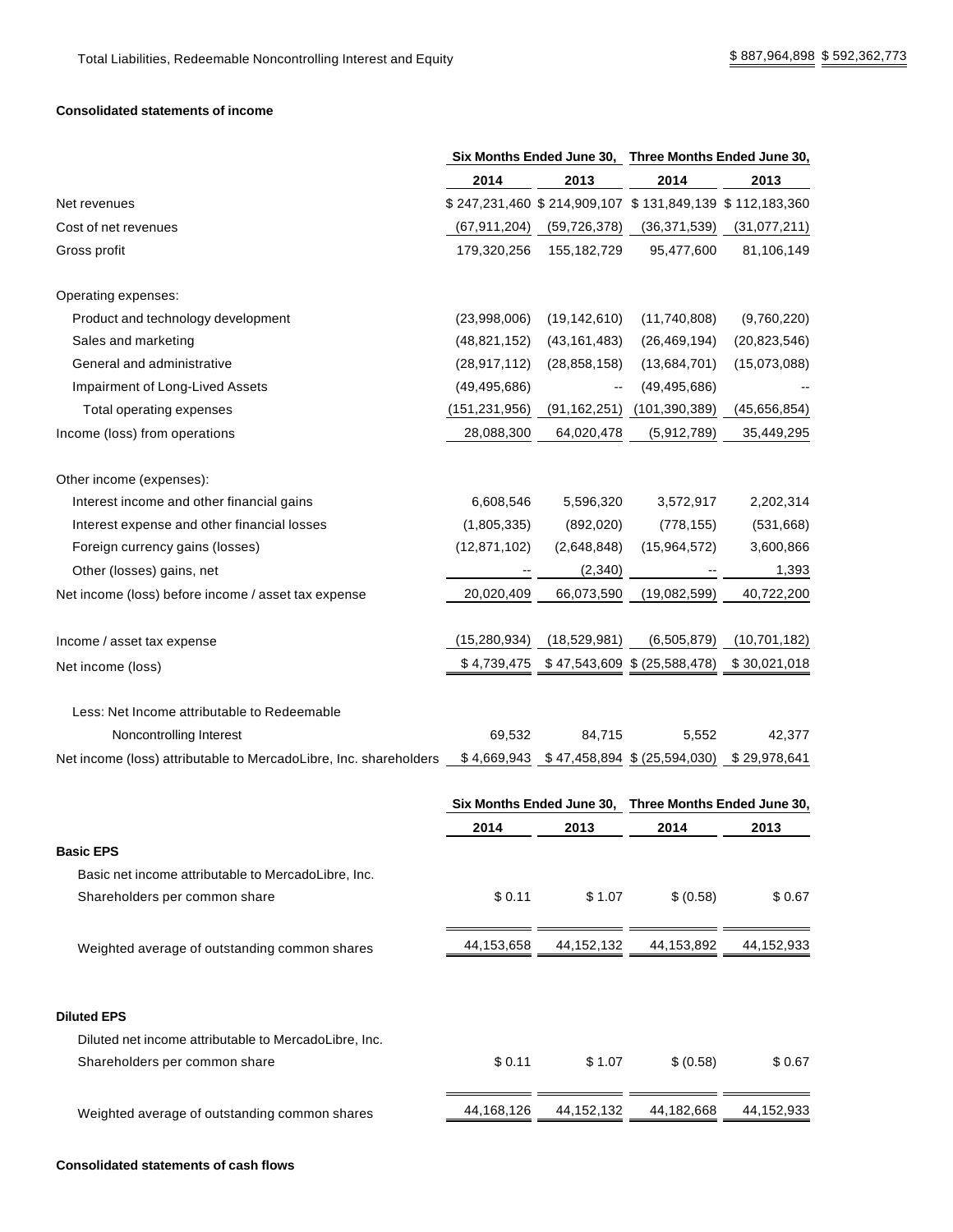| | | |
|---|---|---|
| Total Liabilities, Redeemable Noncontrolling Interest and Equity | $ 887,964,898 | $ 592,362,773 |

**Consolidated statements of income**

| | Six Months Ended June 30, | | Three Months Ended June 30, | |
|---|---|---|---|---|
| | 2014 | 2013 | 2014 | 2013 |
| Net revenues | $ 247,231,460 | $ 214,909,107 | $ 131,849,139 | $ 112,183,360 |
| Cost of net revenues | (67,911,204) | (59,726,378) | (36,371,539) | (31,077,211) |
| Gross profit | 179,320,256 | 155,182,729 | 95,477,600 | 81,106,149 |
| | | | | |
| Operating expenses: | | | | |
| Product and technology development | (23,998,006) | (19,142,610) | (11,740,808) | (9,760,220) |
| Sales and marketing | (48,821,152) | (43,161,483) | (26,469,194) | (20,823,546) |
| General and administrative | (28,917,112) | (28,858,158) | (13,684,701) | (15,073,088) |
| Impairment of Long-Lived Assets | (49,495,686) | -- | (49,495,686) | -- |
| Total operating expenses | (151,231,956) | (91,162,251) | (101,390,389) | (45,656,854) |
| Income (loss) from operations | 28,088,300 | 64,020,478 | (5,912,789) | 35,449,295 |
| | | | | |
| Other income (expenses): | | | | |
| Interest income and other financial gains | 6,608,546 | 5,596,320 | 3,572,917 | 2,202,314 |
| Interest expense and other financial losses | (1,805,335) | (892,020) | (778,155) | (531,668) |
| Foreign currency gains (losses) | (12,871,102) | (2,648,848) | (15,964,572) | 3,600,866 |
| Other (losses) gains, net | -- | (2,340) | -- | 1,393 |
| Net income (loss) before income / asset tax expense | 20,020,409 | 66,073,590 | (19,082,599) | 40,722,200 |
| | | | | |
| Income / asset tax expense | (15,280,934) | (18,529,981) | (6,505,879) | (10,701,182) |
| Net income (loss) | $ 4,739,475 | $ 47,543,609 | $ (25,588,478) | $ 30,021,018 |
| | | | | |
| Less: Net Income attributable to Redeemable Noncontrolling Interest | 69,532 | 84,715 | 5,552 | 42,377 |
| Net income (loss) attributable to MercadoLibre, Inc. shareholders | $ 4,669,943 | $ 47,458,894 | $ (25,594,030) | $ 29,978,641 |

| | Six Months Ended June 30, | | Three Months Ended June 30, | |
|---|---|---|---|---|
| | 2014 | 2013 | 2014 | 2013 |
| **Basic EPS** | | | | |
| Basic net income attributable to MercadoLibre, Inc. Shareholders per common share | $ 0.11 | $ 1.07 | $ (0.58) | $ 0.67 |
| Weighted average of outstanding common shares | 44,153,658 | 44,152,132 | 44,153,892 | 44,152,933 |
| | | | | |
| **Diluted EPS** | | | | |
| Diluted net income attributable to MercadoLibre, Inc. Shareholders per common share | $ 0.11 | $ 1.07 | $ (0.58) | $ 0.67 |
| Weighted average of outstanding common shares | 44,168,126 | 44,152,132 | 44,182,668 | 44,152,933 |

**Consolidated statements of cash flows**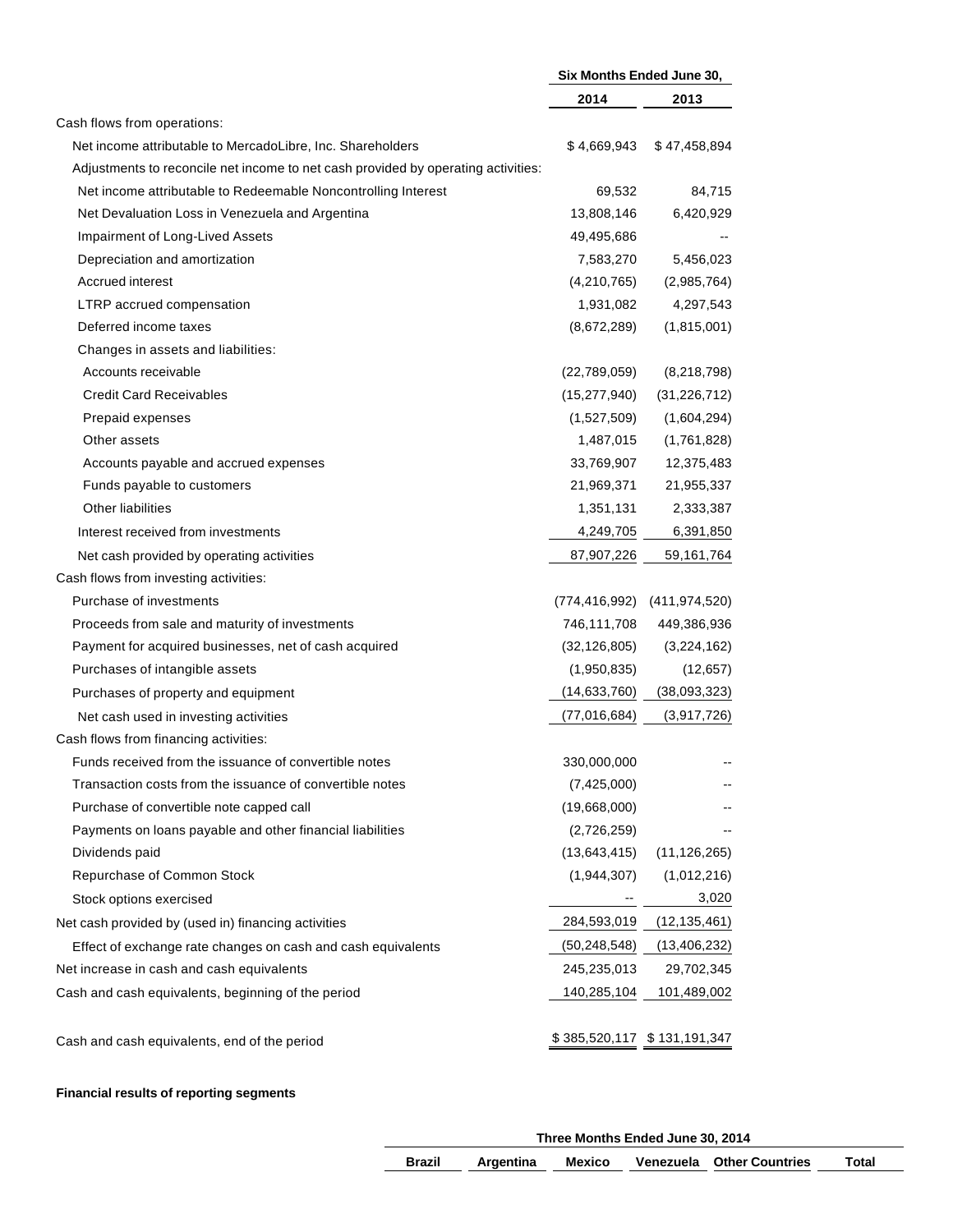| | Six Months Ended June 30, | |
|---|---|---|
| | 2014 | 2013 |
| Cash flows from operations: | | |
| Net income attributable to MercadoLibre, Inc. Shareholders | $ 4,669,943 | $ 47,458,894 |
| Adjustments to reconcile net income to net cash provided by operating activities: | | |
| Net income attributable to Redeemable Noncontrolling Interest | 69,532 | 84,715 |
| Net Devaluation Loss in Venezuela and Argentina | 13,808,146 | 6,420,929 |
| Impairment of Long-Lived Assets | 49,495,686 | -- |
| Depreciation and amortization | 7,583,270 | 5,456,023 |
| Accrued interest | (4,210,765) | (2,985,764) |
| LTRP accrued compensation | 1,931,082 | 4,297,543 |
| Deferred income taxes | (8,672,289) | (1,815,001) |
| Changes in assets and liabilities: | | |
| Accounts receivable | (22,789,059) | (8,218,798) |
| Credit Card Receivables | (15,277,940) | (31,226,712) |
| Prepaid expenses | (1,527,509) | (1,604,294) |
| Other assets | 1,487,015 | (1,761,828) |
| Accounts payable and accrued expenses | 33,769,907 | 12,375,483 |
| Funds payable to customers | 21,969,371 | 21,955,337 |
| Other liabilities | 1,351,131 | 2,333,387 |
| Interest received from investments | 4,249,705 | 6,391,850 |
| Net cash provided by operating activities | 87,907,226 | 59,161,764 |
| Cash flows from investing activities: | | |
| Purchase of investments | (774,416,992) | (411,974,520) |
| Proceeds from sale and maturity of investments | 746,111,708 | 449,386,936 |
| Payment for acquired businesses, net of cash acquired | (32,126,805) | (3,224,162) |
| Purchases of intangible assets | (1,950,835) | (12,657) |
| Purchases of property and equipment | (14,633,760) | (38,093,323) |
| Net cash used in investing activities | (77,016,684) | (3,917,726) |
| Cash flows from financing activities: | | |
| Funds received from the issuance of convertible notes | 330,000,000 | -- |
| Transaction costs from the issuance of convertible notes | (7,425,000) | -- |
| Purchase of convertible note capped call | (19,668,000) | -- |
| Payments on loans payable and other financial liabilities | (2,726,259) | -- |
| Dividends paid | (13,643,415) | (11,126,265) |
| Repurchase of Common Stock | (1,944,307) | (1,012,216) |
| Stock options exercised | -- | 3,020 |
| Net cash provided by (used in) financing activities | 284,593,019 | (12,135,461) |
| Effect of exchange rate changes on cash and cash equivalents | (50,248,548) | (13,406,232) |
| Net increase in cash and cash equivalents | 245,235,013 | 29,702,345 |
| Cash and cash equivalents, beginning of the period | 140,285,104 | 101,489,002 |
| Cash and cash equivalents, end of the period | $ 385,520,117 | $ 131,191,347 |

**Financial results of reporting segments**

| Three Months Ended June 30, 2014 | | | | | |
|---|---|---|---|---|---|
| Brazil | Argentina | Mexico | Venezuela | Other Countries | Total |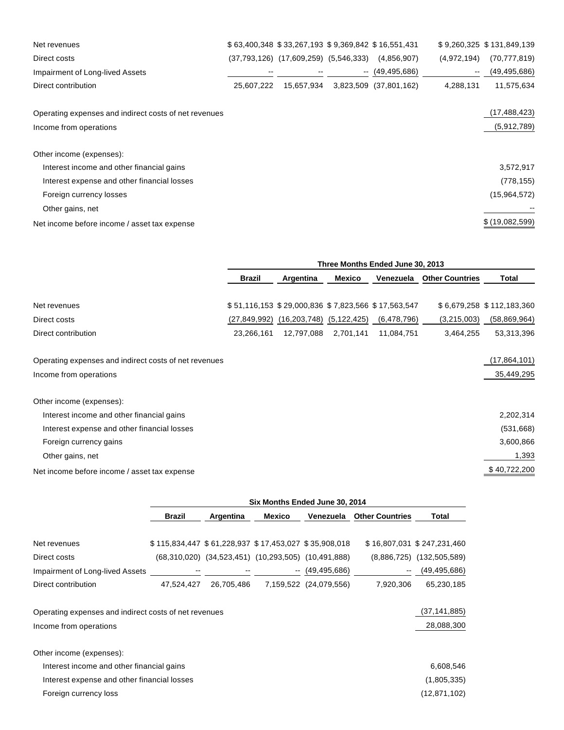| | Brazil | Argentina | Mexico | Venezuela | Other Countries | Total |
|---|---|---|---|---|---|---|
| Net revenues | $ 63,400,348 | $ 33,267,193 | $ 9,369,842 | $ 16,551,431 | $ 9,260,325 | $ 131,849,139 |
| Direct costs | (37,793,126) | (17,609,259) | (5,546,333) | (4,856,907) | (4,972,194) | (70,777,819) |
| Impairment of Long-lived Assets | -- | -- | -- | (49,495,686) | -- | (49,495,686) |
| Direct contribution | 25,607,222 | 15,657,934 | 3,823,509 | (37,801,162) | 4,288,131 | 11,575,634 |
| | | | | | | |
| Operating expenses and indirect costs of net revenues | | | | | | (17,488,423) |
| Income from operations | | | | | | (5,912,789) |
| | | | | | | |
| Other income (expenses): | | | | | | |
| Interest income and other financial gains | | | | | | 3,572,917 |
| Interest expense and other financial losses | | | | | | (778,155) |
| Foreign currency losses | | | | | | (15,964,572) |
| Other gains, net | | | | | | -- |
| Net income before income / asset tax expense | | | | | | $ (19,082,599) |

| | Three Months Ended June 30, 2013 | | | | | |
|---|---|---|---|---|---|---|
| | Brazil | Argentina | Mexico | Venezuela | Other Countries | Total |
| Net revenues | $ 51,116,153 | $ 29,000,836 | $ 7,823,566 | $ 17,563,547 | $ 6,679,258 | $ 112,183,360 |
| Direct costs | (27,849,992) | (16,203,748) | (5,122,425) | (6,478,796) | (3,215,003) | (58,869,964) |
| Direct contribution | 23,266,161 | 12,797,088 | 2,701,141 | 11,084,751 | 3,464,255 | 53,313,396 |
| | | | | | | |
| Operating expenses and indirect costs of net revenues | | | | | | (17,864,101) |
| Income from operations | | | | | | 35,449,295 |
| | | | | | | |
| Other income (expenses): | | | | | | |
| Interest income and other financial gains | | | | | | 2,202,314 |
| Interest expense and other financial losses | | | | | | (531,668) |
| Foreign currency gains | | | | | | 3,600,866 |
| Other gains, net | | | | | | 1,393 |
| Net income before income / asset tax expense | | | | | | $ 40,722,200 |

| | Six Months Ended June 30, 2014 | | | | | |
|---|---|---|---|---|---|---|
| | Brazil | Argentina | Mexico | Venezuela | Other Countries | Total |
| Net revenues | $ 115,834,447 | $ 61,228,937 | $ 17,453,027 | $ 35,908,018 | $ 16,807,031 | $ 247,231,460 |
| Direct costs | (68,310,020) | (34,523,451) | (10,293,505) | (10,491,888) | (8,886,725) | (132,505,589) |
| Impairment of Long-lived Assets | -- | -- | -- | (49,495,686) | -- | (49,495,686) |
| Direct contribution | 47,524,427 | 26,705,486 | 7,159,522 | (24,079,556) | 7,920,306 | 65,230,185 |
| | | | | | | |
| Operating expenses and indirect costs of net revenues | | | | | | (37,141,885) |
| Income from operations | | | | | | 28,088,300 |
| | | | | | | |
| Other income (expenses): | | | | | | |
| Interest income and other financial gains | | | | | | 6,608,546 |
| Interest expense and other financial losses | | | | | | (1,805,335) |
| Foreign currency loss | | | | | | (12,871,102) |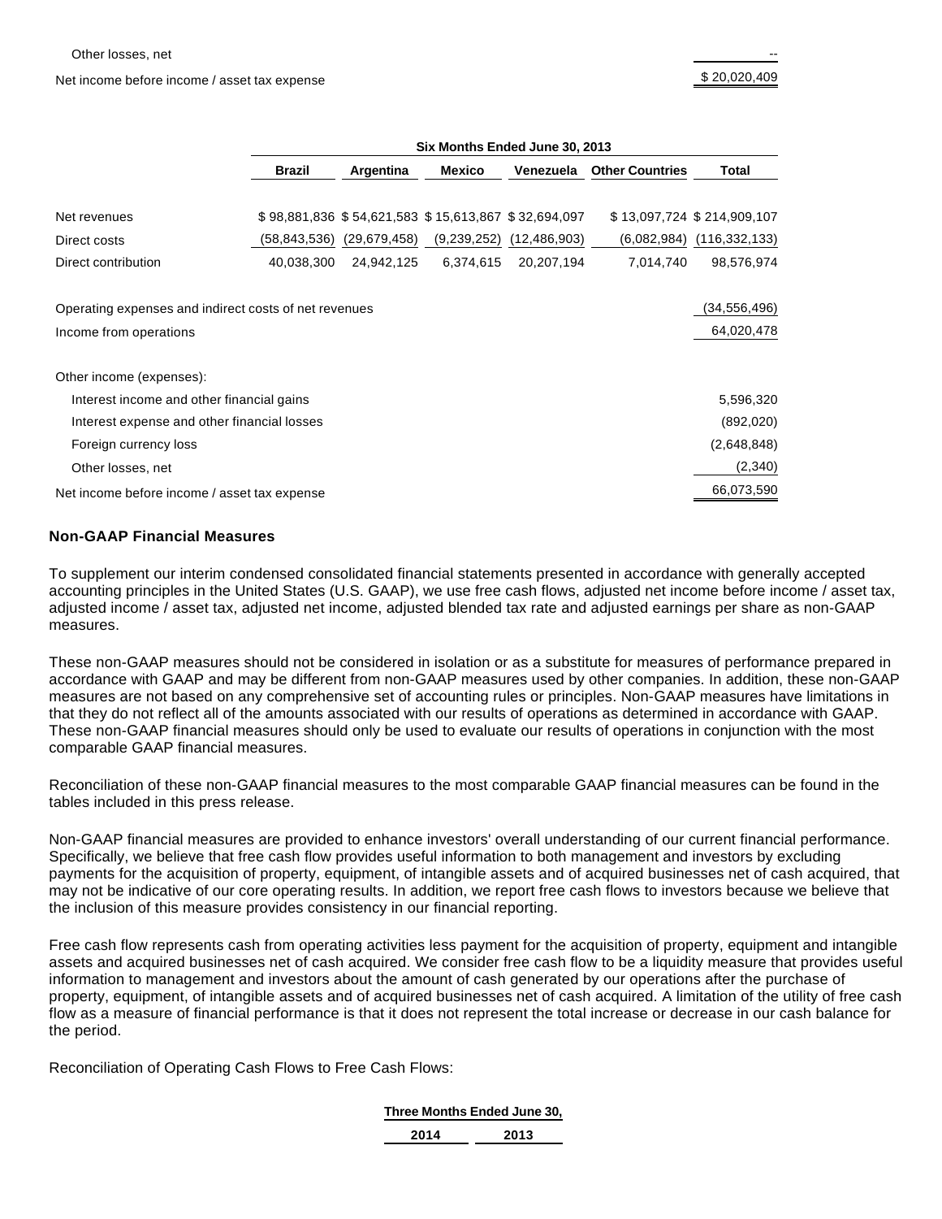| | |
|---|---|
| Other losses, net | -- |
| Net income before income / asset tax expense | $ 20,020,409 |

| | Six Months Ended June 30, 2013 | | | | | |
|---|---|---|---|---|---|---|
| | Brazil | Argentina | Mexico | Venezuela | Other Countries | Total |
| Net revenues | $ 98,881,836 | $ 54,621,583 | $ 15,613,867 | $ 32,694,097 | $ 13,097,724 | $ 214,909,107 |
| Direct costs | (58,843,536) | (29,679,458) | (9,239,252) | (12,486,903) | (6,082,984) | (116,332,133) |
| Direct contribution | 40,038,300 | 24,942,125 | 6,374,615 | 20,207,194 | 7,014,740 | 98,576,974 |
| Operating expenses and indirect costs of net revenues | | | | | | (34,556,496) |
| Income from operations | | | | | | 64,020,478 |
| Other income (expenses): | | | | | | |
| Interest income and other financial gains | | | | | | 5,596,320 |
| Interest expense and other financial losses | | | | | | (892,020) |
| Foreign currency loss | | | | | | (2,648,848) |
| Other losses, net | | | | | | (2,340) |
| Net income before income / asset tax expense | | | | | | 66,073,590 |

**Non-GAAP Financial Measures**

To supplement our interim condensed consolidated financial statements presented in accordance with generally accepted accounting principles in the United States (U.S. GAAP), we use free cash flows, adjusted net income before income / asset tax, adjusted income / asset tax, adjusted net income, adjusted blended tax rate and adjusted earnings per share as non-GAAP measures.

These non-GAAP measures should not be considered in isolation or as a substitute for measures of performance prepared in accordance with GAAP and may be different from non-GAAP measures used by other companies. In addition, these non-GAAP measures are not based on any comprehensive set of accounting rules or principles. Non-GAAP measures have limitations in that they do not reflect all of the amounts associated with our results of operations as determined in accordance with GAAP. These non-GAAP financial measures should only be used to evaluate our results of operations in conjunction with the most comparable GAAP financial measures.

Reconciliation of these non-GAAP financial measures to the most comparable GAAP financial measures can be found in the tables included in this press release.

Non-GAAP financial measures are provided to enhance investors' overall understanding of our current financial performance. Specifically, we believe that free cash flow provides useful information to both management and investors by excluding payments for the acquisition of property, equipment, of intangible assets and of acquired businesses net of cash acquired, that may not be indicative of our core operating results. In addition, we report free cash flows to investors because we believe that the inclusion of this measure provides consistency in our financial reporting.

Free cash flow represents cash from operating activities less payment for the acquisition of property, equipment and intangible assets and acquired businesses net of cash acquired. We consider free cash flow to be a liquidity measure that provides useful information to management and investors about the amount of cash generated by our operations after the purchase of property, equipment, of intangible assets and of acquired businesses net of cash acquired. A limitation of the utility of free cash flow as a measure of financial performance is that it does not represent the total increase or decrease in our cash balance for the period.

Reconciliation of Operating Cash Flows to Free Cash Flows:

| | Three Months Ended June 30, | |
|---|---|---|
| | 2014 | 2013 |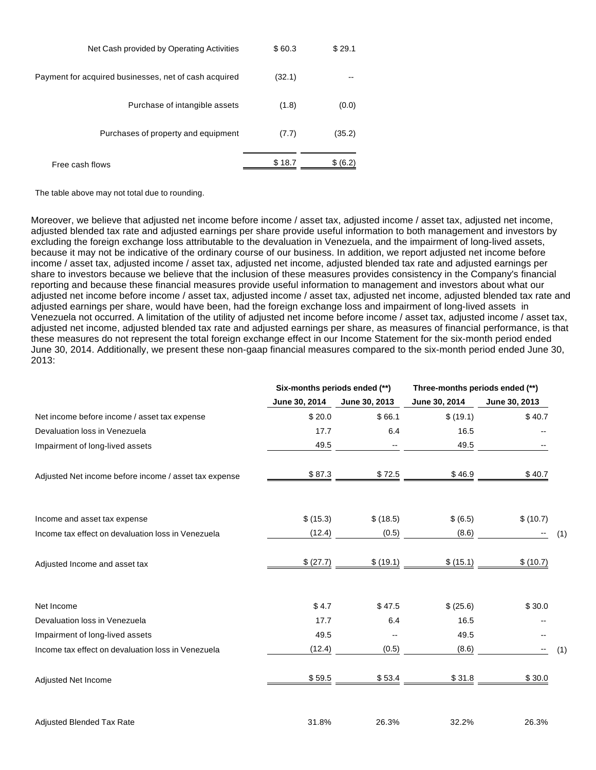| | | |
|---|---|---|
| Net Cash provided by Operating Activities | $ 60.3 | $ 29.1 |
| Payment for acquired businesses, net of cash acquired | (32.1) | -- |
| Purchase of intangible assets | (1.8) | (0.0) |
| Purchases of property and equipment | (7.7) | (35.2) |
| Free cash flows | $ 18.7 | $ (6.2) |

The table above may not total due to rounding.

Moreover, we believe that adjusted net income before income / asset tax, adjusted income / asset tax, adjusted net income, adjusted blended tax rate and adjusted earnings per share provide useful information to both management and investors by excluding the foreign exchange loss attributable to the devaluation in Venezuela, and the impairment of long-lived assets, because it may not be indicative of the ordinary course of our business. In addition, we report adjusted net income before income / asset tax, adjusted income / asset tax, adjusted net income, adjusted blended tax rate and adjusted earnings per share to investors because we believe that the inclusion of these measures provides consistency in the Company's financial reporting and because these financial measures provide useful information to management and investors about what our adjusted net income before income / asset tax, adjusted income / asset tax, adjusted net income, adjusted blended tax rate and adjusted earnings per share, would have been, had the foreign exchange loss and impairment of long-lived assets in Venezuela not occurred. A limitation of the utility of adjusted net income before income / asset tax, adjusted income / asset tax, adjusted net income, adjusted blended tax rate and adjusted earnings per share, as measures of financial performance, is that these measures do not represent the total foreign exchange effect in our Income Statement for the six-month period ended June 30, 2014. Additionally, we present these non-gaap financial measures compared to the six-month period ended June 30, 2013:

| | Six-months periods ended (**) | | Three-months periods ended (**) | | |
|---|---|---|---|---|---|
| | June 30, 2014 | June 30, 2013 | June 30, 2014 | June 30, 2013 | |
| Net income before income / asset tax expense | $ 20.0 | $ 66.1 | $ (19.1) | $ 40.7 | |
| Devaluation loss in Venezuela | 17.7 | 6.4 | 16.5 | -- | |
| Impairment of long-lived assets | 49.5 | -- | 49.5 | -- | |
| Adjusted Net income before income / asset tax expense | $ 87.3 | $ 72.5 | $ 46.9 | $ 40.7 | |
| Income and asset tax expense | $ (15.3) | $ (18.5) | $ (6.5) | $ (10.7) | |
| Income tax effect on devaluation loss in Venezuela | (12.4) | (0.5) | (8.6) | -- | (1) |
| Adjusted Income and asset tax | $ (27.7) | $ (19.1) | $ (15.1) | $ (10.7) | |
| Net Income | $ 4.7 | $ 47.5 | $ (25.6) | $ 30.0 | |
| Devaluation loss in Venezuela | 17.7 | 6.4 | 16.5 | -- | |
| Impairment of long-lived assets | 49.5 | -- | 49.5 | -- | |
| Income tax effect on devaluation loss in Venezuela | (12.4) | (0.5) | (8.6) | -- | (1) |
| Adjusted Net Income | $ 59.5 | $ 53.4 | $ 31.8 | $ 30.0 | |
| Adjusted Blended Tax Rate | 31.8% | 26.3% | 32.2% | 26.3% | |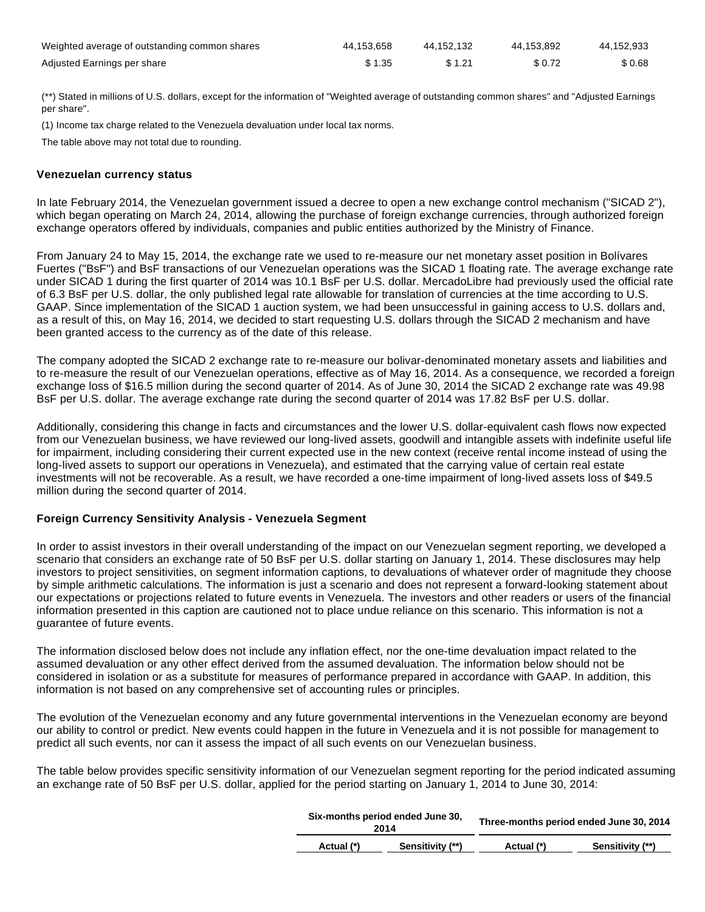| | | | | |
|---|---|---|---|---|
| Weighted average of outstanding common shares | 44,153,658 | 44,152,132 | 44,153,892 | 44,152,933 |
| Adjusted Earnings per share | $ 1.35 | $ 1.21 | $ 0.72 | $ 0.68 |

(**) Stated in millions of U.S. dollars, except for the information of "Weighted average of outstanding common shares" and "Adjusted Earnings per share".

(1) Income tax charge related to the Venezuela devaluation under local tax norms.

The table above may not total due to rounding.

**Venezuelan currency status**

In late February 2014, the Venezuelan government issued a decree to open a new exchange control mechanism ("SICAD 2"), which began operating on March 24, 2014, allowing the purchase of foreign exchange currencies, through authorized foreign exchange operators offered by individuals, companies and public entities authorized by the Ministry of Finance.

From January 24 to May 15, 2014, the exchange rate we used to re-measure our net monetary asset position in Bolívares Fuertes ("BsF") and BsF transactions of our Venezuelan operations was the SICAD 1 floating rate. The average exchange rate under SICAD 1 during the first quarter of 2014 was 10.1 BsF per U.S. dollar. MercadoLibre had previously used the official rate of 6.3 BsF per U.S. dollar, the only published legal rate allowable for translation of currencies at the time according to U.S. GAAP. Since implementation of the SICAD 1 auction system, we had been unsuccessful in gaining access to U.S. dollars and, as a result of this, on May 16, 2014, we decided to start requesting U.S. dollars through the SICAD 2 mechanism and have been granted access to the currency as of the date of this release.

The company adopted the SICAD 2 exchange rate to re-measure our bolivar-denominated monetary assets and liabilities and to re-measure the result of our Venezuelan operations, effective as of May 16, 2014. As a consequence, we recorded a foreign exchange loss of $16.5 million during the second quarter of 2014. As of June 30, 2014 the SICAD 2 exchange rate was 49.98 BsF per U.S. dollar. The average exchange rate during the second quarter of 2014 was 17.82 BsF per U.S. dollar.

Additionally, considering this change in facts and circumstances and the lower U.S. dollar-equivalent cash flows now expected from our Venezuelan business, we have reviewed our long-lived assets, goodwill and intangible assets with indefinite useful life for impairment, including considering their current expected use in the new context (receive rental income instead of using the long-lived assets to support our operations in Venezuela), and estimated that the carrying value of certain real estate investments will not be recoverable. As a result, we have recorded a one-time impairment of long-lived assets loss of $49.5 million during the second quarter of 2014.

**Foreign Currency Sensitivity Analysis - Venezuela Segment**

In order to assist investors in their overall understanding of the impact on our Venezuelan segment reporting, we developed a scenario that considers an exchange rate of 50 BsF per U.S. dollar starting on January 1, 2014. These disclosures may help investors to project sensitivities, on segment information captions, to devaluations of whatever order of magnitude they choose by simple arithmetic calculations. The information is just a scenario and does not represent a forward-looking statement about our expectations or projections related to future events in Venezuela. The investors and other readers or users of the financial information presented in this caption are cautioned not to place undue reliance on this scenario. This information is not a guarantee of future events.

The information disclosed below does not include any inflation effect, nor the one-time devaluation impact related to the assumed devaluation or any other effect derived from the assumed devaluation. The information below should not be considered in isolation or as a substitute for measures of performance prepared in accordance with GAAP. In addition, this information is not based on any comprehensive set of accounting rules or principles.

The evolution of the Venezuelan economy and any future governmental interventions in the Venezuelan economy are beyond our ability to control or predict. New events could happen in the future in Venezuela and it is not possible for management to predict all such events, nor can it assess the impact of all such events on our Venezuelan business.

The table below provides specific sensitivity information of our Venezuelan segment reporting for the period indicated assuming an exchange rate of 50 BsF per U.S. dollar, applied for the period starting on January 1, 2014 to June 30, 2014:

| | Six-months period ended June 30, 2014 | | Three-months period ended June 30, 2014 | |
|---|---|---|---|---|
| | Actual (*) | Sensitivity (**) | Actual (*) | Sensitivity (**) |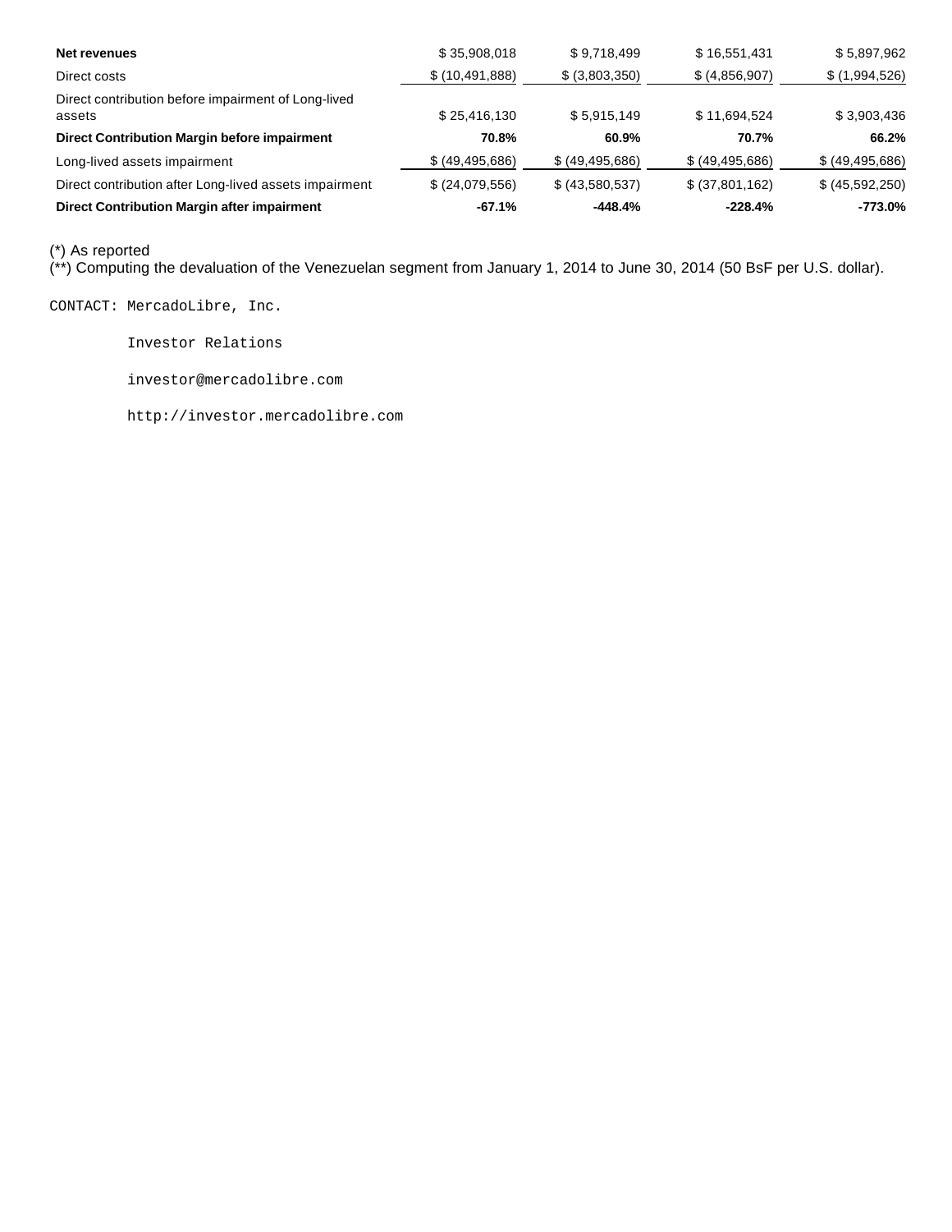| | | | | |
|---|---|---|---|---|
| **Net revenues** | $ 35,908,018 | $ 9,718,499 | $ 16,551,431 | $ 5,897,962 |
| Direct costs | $ (10,491,888) | $ (3,803,350) | $ (4,856,907) | $ (1,994,526) |
| Direct contribution before impairment of Long-lived assets | $ 25,416,130 | $ 5,915,149 | $ 11,694,524 | $ 3,903,436 |
| **Direct Contribution Margin before impairment** | **70.8%** | **60.9%** | **70.7%** | **66.2%** |
| Long-lived assets impairment | $ (49,495,686) | $ (49,495,686) | $ (49,495,686) | $ (49,495,686) |
| Direct contribution after Long-lived assets impairment | $ (24,079,556) | $ (43,580,537) | $ (37,801,162) | $ (45,592,250) |
| **Direct Contribution Margin after impairment** | **-67.1%** | **-448.4%** | **-228.4%** | **-773.0%** |

(*) As reported
(**) Computing the devaluation of the Venezuelan segment from January 1, 2014 to June 30, 2014 (50 BsF per U.S. dollar).

CONTACT: MercadoLibre, Inc.

Investor Relations

investor@mercadolibre.com

http://investor.mercadolibre.com